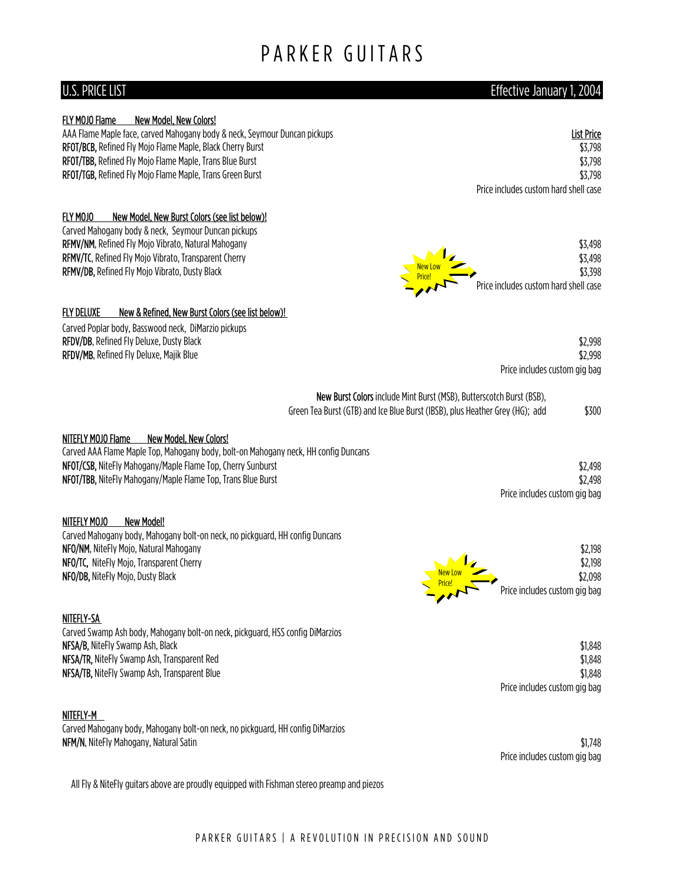# PARKER GUITARS

## U.S. PRICE LIST — Effective January 1, 2004

**FLY MOJO Flame** — **New Model, New Colors!**

AAA Flame Maple face, carved Mahogany body & neck, Seymour Duncan pickups

| | List Price |
|---|---|
| **RFOT/BCB,** Refined Fly Mojo Flame Maple, Black Cherry Burst | $3,798 |
| **RFOT/TBB,** Refined Fly Mojo Flame Maple, Trans Blue Burst | $3,798 |
| **RFOT/TGB,** Refined Fly Mojo Flame Maple, Trans Green Burst | $3,798 |

Price includes custom hard shell case

**FLY MOJO** — **New Model, New Burst Colors (see list below)!**

Carved Mahogany body & neck, Seymour Duncan pickups

| | |
|---|---|
| **RFMV/NM,** Refined Fly Mojo Vibrato, Natural Mahogany | $3,498 |
| **RFMV/TC,** Refined Fly Mojo Vibrato, Transparent Cherry | $3,498 |
| **RFMV/DB,** Refined Fly Mojo Vibrato, Dusty Black (New Low Price!) | $3,398 |

Price includes custom hard shell case

**FLY DELUXE** — **New & Refined, New Burst Colors (see list below)!**

Carved Poplar body, Basswood neck, DiMarzio pickups

| | |
|---|---|
| **RFDV/DB,** Refined Fly Deluxe, Dusty Black | $2,998 |
| **RFDV/MB,** Refined Fly Deluxe, Majik Blue | $2,998 |

Price includes custom gig bag

**New Burst Colors** include Mint Burst (MSB), Butterscotch Burst (BSB), Green Tea Burst (GTB) and Ice Blue Burst (IBSB), plus Heather Grey (HG); add — $300

**NITEFLY MOJO Flame** — **New Model, New Colors!**

Carved AAA Flame Maple Top, Mahogany body, bolt-on Mahogany neck, HH config Duncans

| | |
|---|---|
| **NFOT/CSB,** NiteFly Mahogany/Maple Flame Top, Cherry Sunburst | $2,498 |
| **NFOT/TBB,** NiteFly Mahogany/Maple Flame Top, Trans Blue Burst | $2,498 |

Price includes custom gig bag

**NITEFLY MOJO** — **New Model!**

Carved Mahogany body, Mahogany bolt-on neck, no pickguard, HH config Duncans

| | |
|---|---|
| **NFO/NM,** NiteFly Mojo, Natural Mahogany | $2,198 |
| **NFO/TC,** NiteFly Mojo, Transparent Cherry | $2,198 |
| **NFO/DB,** NiteFly Mojo, Dusty Black (New Low Price!) | $2,098 |

Price includes custom gig bag

**NITEFLY-SA**

Carved Swamp Ash body, Mahogany bolt-on neck, pickguard, HSS config DiMarzios

| | |
|---|---|
| **NFSA/B,** NiteFly Swamp Ash, Black | $1,848 |
| **NFSA/TR,** NiteFly Swamp Ash, Transparent Red | $1,848 |
| **NFSA/TB,** NiteFly Swamp Ash, Transparent Blue | $1,848 |

Price includes custom gig bag

**NITEFLY-M**

Carved Mahogany body, Mahogany bolt-on neck, no pickguard, HH config DiMarzios

| | |
|---|---|
| **NFM/N,** NiteFly Mahogany, Natural Satin | $1,748 |

Price includes custom gig bag

All Fly & NiteFly guitars above are proudly equipped with Fishman stereo preamp and piezos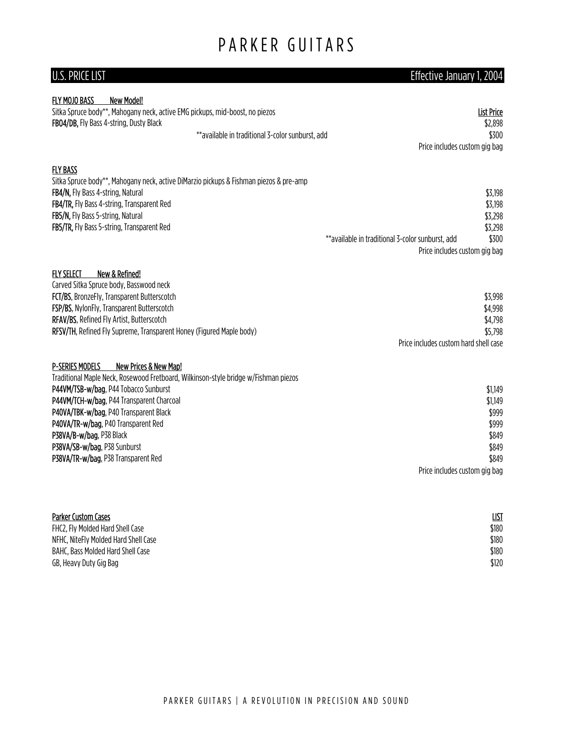# PARKER GUITARS

**U.S. PRICE LIST** Effective January 1, 2004

**FLY MOJO BASS** New Model!

Sitka Spruce body**, Mahogany neck, active EMG pickups, mid-boost, no piezos

| | List Price |
|---|---|
| **FB04/DB,** Fly Bass 4-string, Dusty Black | $2,898 |
| **available in traditional 3-color sunburst, add | $300 |
| | Price includes custom gig bag |

**FLY BASS**

Sitka Spruce body**, Mahogany neck, active DiMarzio pickups & Fishman piezos & pre-amp

| | |
|---|---|
| **FB4/N,** Fly Bass 4-string, Natural | $3,198 |
| **FB4/TR,** Fly Bass 4-string, Transparent Red | $3,198 |
| **FB5/N,** Fly Bass 5-string, Natural | $3,298 |
| **FB5/TR,** Fly Bass 5-string, Transparent Red | $3,298 |
| **available in traditional 3-color sunburst, add | $300 |
| | Price includes custom gig bag |

**FLY SELECT** New & Refined!

Carved Sitka Spruce body, Basswood neck

| | |
|---|---|
| **FCT/BS**, BronzeFly, Transparent Butterscotch | $3,998 |
| **FSP/BS**, NylonFly, Transparent Butterscotch | $4,998 |
| **RFAV/BS**, Refined Fly Artist, Butterscotch | $4,798 |
| **RFSV/TH**, Refined Fly Supreme, Transparent Honey (Figured Maple body) | $5,798 |
| | Price includes custom hard shell case |

**P-SERIES MODELS** New Prices & New Map!

Traditional Maple Neck, Rosewood Fretboard, Wilkinson-style bridge w/Fishman piezos

| | |
|---|---|
| **P44VM/TSB-w/bag**, P44 Tobacco Sunburst | $1,149 |
| **P44VM/TCH-w/bag**, P44 Transparent Charcoal | $1,149 |
| **P40VA/TBK-w/bag**, P40 Transparent Black | $999 |
| **P40VA/TR-w/bag**, P40 Transparent Red | $999 |
| **P38VA/B-w/bag**, P38 Black | $849 |
| **P38VA/SB-w/bag**, P38 Sunburst | $849 |
| **P38VA/TR-w/bag**, P38 Transparent Red | $849 |
| | Price includes custom gig bag |

| Parker Custom Cases | LIST |
|---|---|
| FHC2, Fly Molded Hard Shell Case | $180 |
| NFHC, NiteFly Molded Hard Shell Case | $180 |
| BAHC, Bass Molded Hard Shell Case | $180 |
| GB, Heavy Duty Gig Bag | $120 |

PARKER GUITARS | A REVOLUTION IN PRECISION AND SOUND